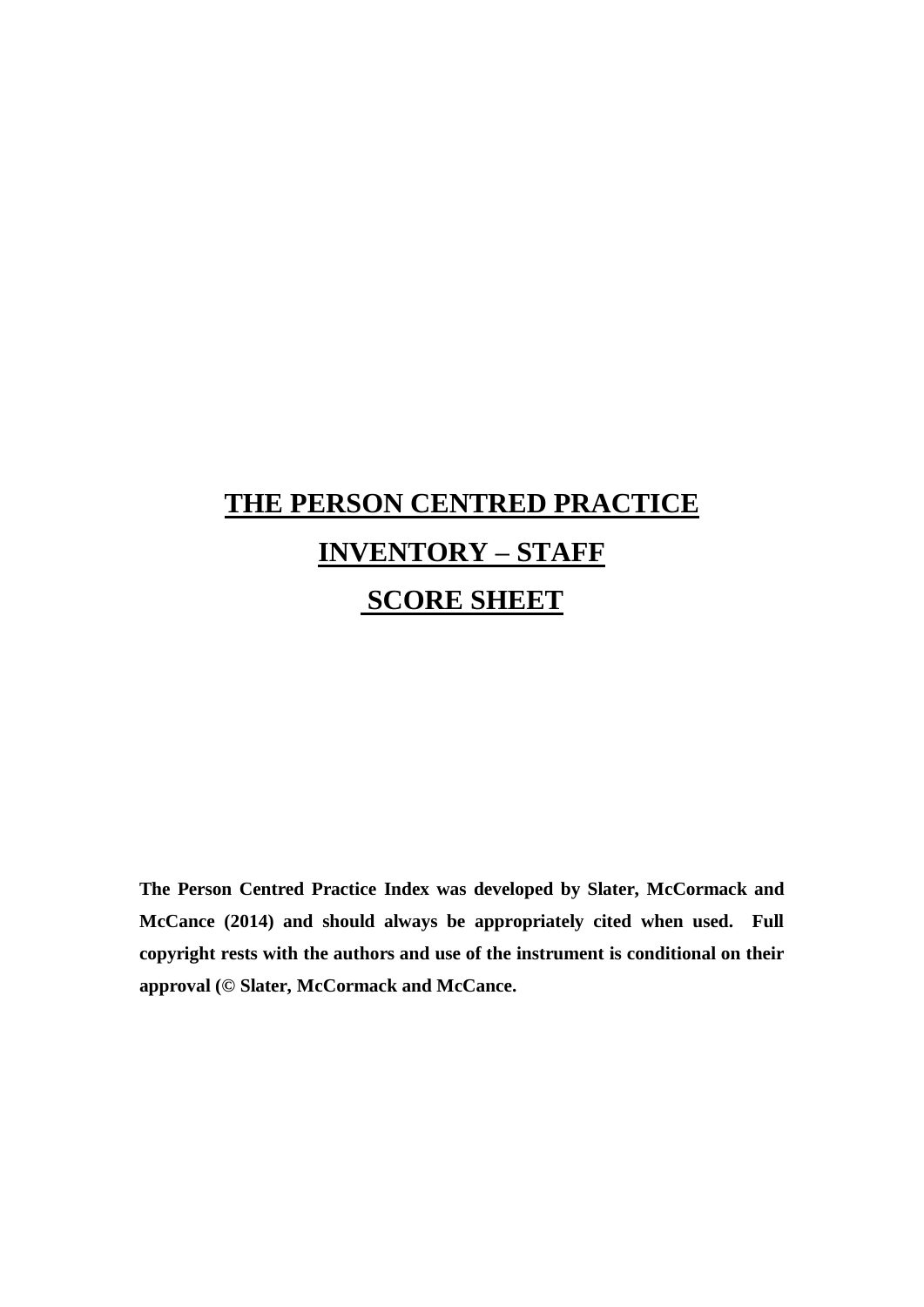# THE PERSON CENTRED PRACTICE INVENTORY – STAFF SCORE SHEET

**The Person Centred Practice Index was developed by Slater, McCormack and McCance (2014) and should always be appropriately cited when used. Full copyright rests with the authors and use of the instrument is conditional on their approval (© Slater, McCormack and McCance.**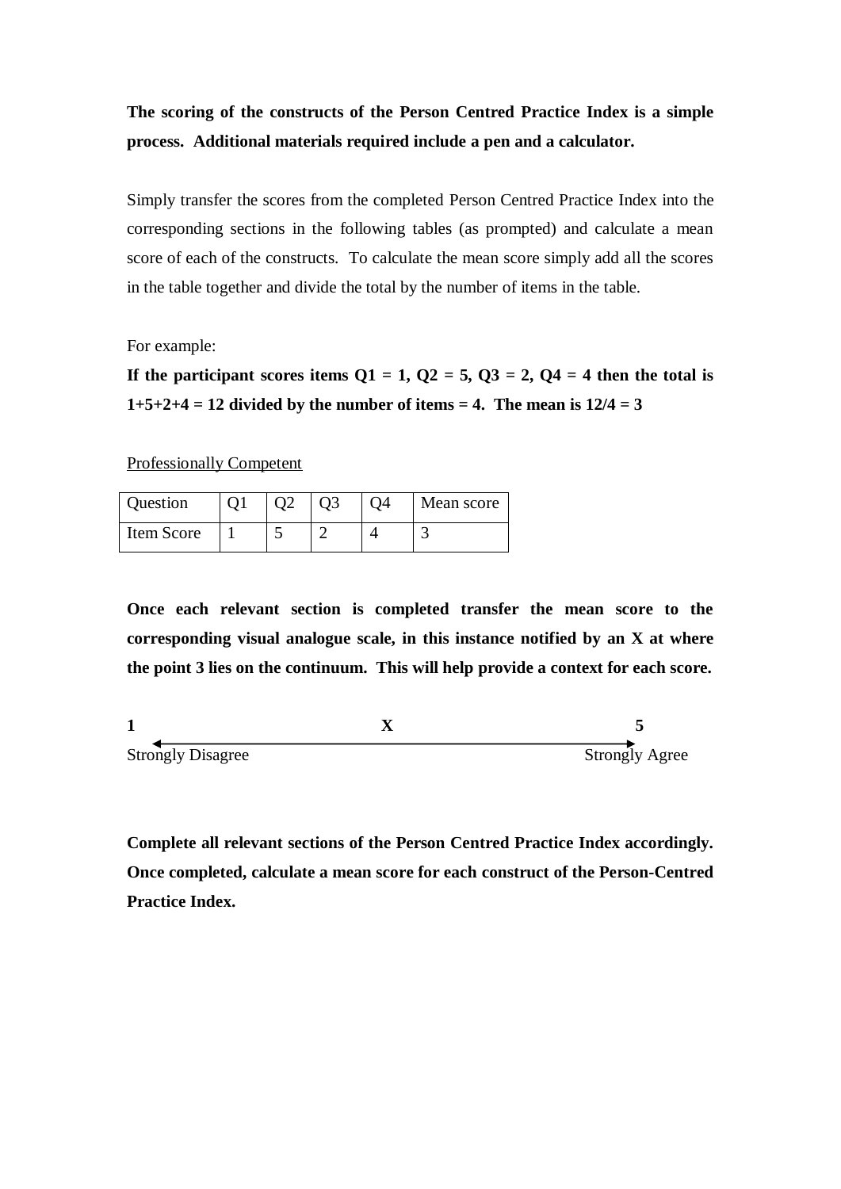**The scoring of the constructs of the Person Centred Practice Index is a simple process. Additional materials required include a pen and a calculator.**

Simply transfer the scores from the completed Person Centred Practice Index into the corresponding sections in the following tables (as prompted) and calculate a mean score of each of the constructs. To calculate the mean score simply add all the scores in the table together and divide the total by the number of items in the table.

For example:

**If the participant scores items Q1 = 1, Q2 = 5, Q3 = 2, Q4 = 4 then the total is 1+5+2+4 = 12 divided by the number of items = 4. The mean is 12/4 = 3**

<u>Professionally Competent</u>

| Question | Q1 | Q2 | Q3 | Q4 | Mean score |
|---|---|---|---|---|---|
| Item Score | 1 | 5 | 2 | 4 | 3 |

**Once each relevant section is completed transfer the mean score to the corresponding visual analogue scale, in this instance notified by an X at where the point 3 lies on the continuum. This will help provide a context for each score.**

**1** ←——————————— **X** ———————————→ **5**

Strongly Disagree ... Strongly Agree

**Complete all relevant sections of the Person Centred Practice Index accordingly. Once completed, calculate a mean score for each construct of the Person-Centred Practice Index.**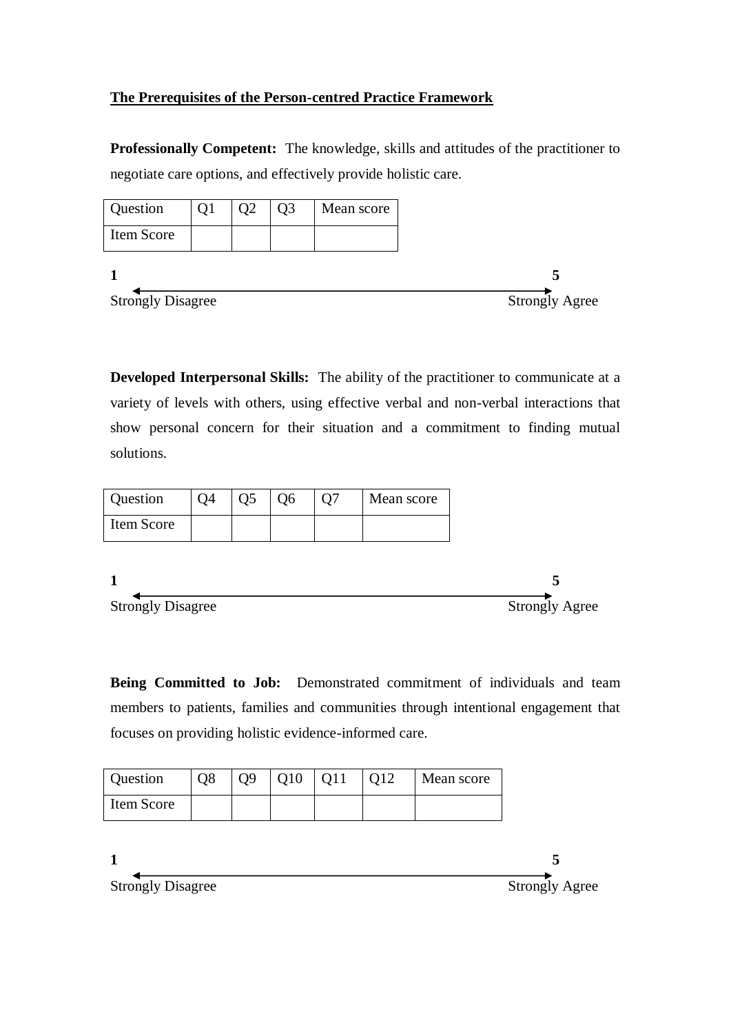## The Prerequisites of the Person-centred Practice Framework

**Professionally Competent:** The knowledge, skills and attitudes of the practitioner to negotiate care options, and effectively provide holistic care.

| Question | Q1 | Q2 | Q3 | Mean score |
| --- | --- | --- | --- | --- |
| Item Score | | | | |

**1** ←→ **5**

Strongly Disagree — Strongly Agree

**Developed Interpersonal Skills:** The ability of the practitioner to communicate at a variety of levels with others, using effective verbal and non-verbal interactions that show personal concern for their situation and a commitment to finding mutual solutions.

| Question | Q4 | Q5 | Q6 | Q7 | Mean score |
| --- | --- | --- | --- | --- | --- |
| Item Score | | | | | |

**1** ←→ **5**

Strongly Disagree — Strongly Agree

**Being Committed to Job:** Demonstrated commitment of individuals and team members to patients, families and communities through intentional engagement that focuses on providing holistic evidence-informed care.

| Question | Q8 | Q9 | Q10 | Q11 | Q12 | Mean score |
| --- | --- | --- | --- | --- | --- | --- |
| Item Score | | | | | | |

**1** ←→ **5**

Strongly Disagree — Strongly Agree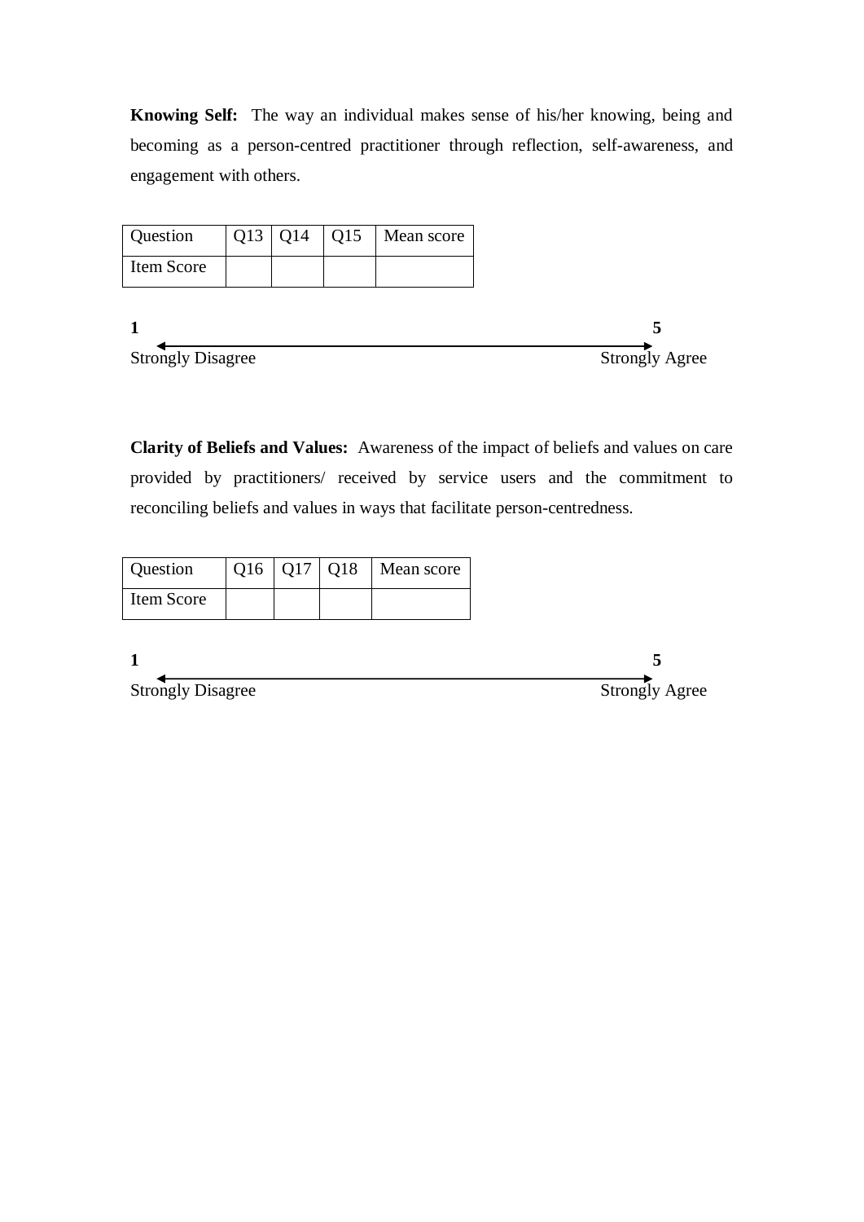**Knowing Self:** The way an individual makes sense of his/her knowing, being and becoming as a person-centred practitioner through reflection, self-awareness, and engagement with others.

| Question | Q13 | Q14 | Q15 | Mean score |
|---|---|---|---|---|
| Item Score | | | | |

**1** ⟷ **5**

Strongly Disagree — Strongly Agree

**Clarity of Beliefs and Values:** Awareness of the impact of beliefs and values on care provided by practitioners/ received by service users and the commitment to reconciling beliefs and values in ways that facilitate person-centredness.

| Question | Q16 | Q17 | Q18 | Mean score |
|---|---|---|---|---|
| Item Score | | | | |

**1** ⟷ **5**

Strongly Disagree — Strongly Agree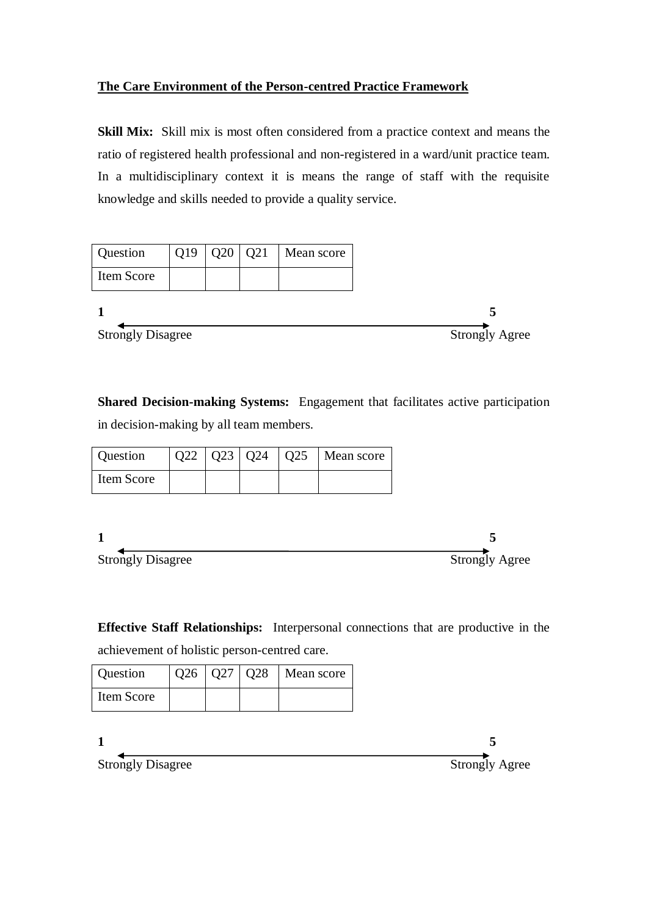**The Care Environment of the Person-centred Practice Framework**

**Skill Mix:** Skill mix is most often considered from a practice context and means the ratio of registered health professional and non-registered in a ward/unit practice team. In a multidisciplinary context it is means the range of staff with the requisite knowledge and skills needed to provide a quality service.

| Question | Q19 | Q20 | Q21 | Mean score |
|---|---|---|---|---|
| Item Score | | | | |

**1** ⟵⟶ **5**

Strongly Disagree — Strongly Agree

**Shared Decision-making Systems:** Engagement that facilitates active participation in decision-making by all team members.

| Question | Q22 | Q23 | Q24 | Q25 | Mean score |
|---|---|---|---|---|---|
| Item Score | | | | | |

**1** ⟵⟶ **5**

Strongly Disagree — Strongly Agree

**Effective Staff Relationships:** Interpersonal connections that are productive in the achievement of holistic person-centred care.

| Question | Q26 | Q27 | Q28 | Mean score |
|---|---|---|---|---|
| Item Score | | | | |

**1** ⟵⟶ **5**

Strongly Disagree — Strongly Agree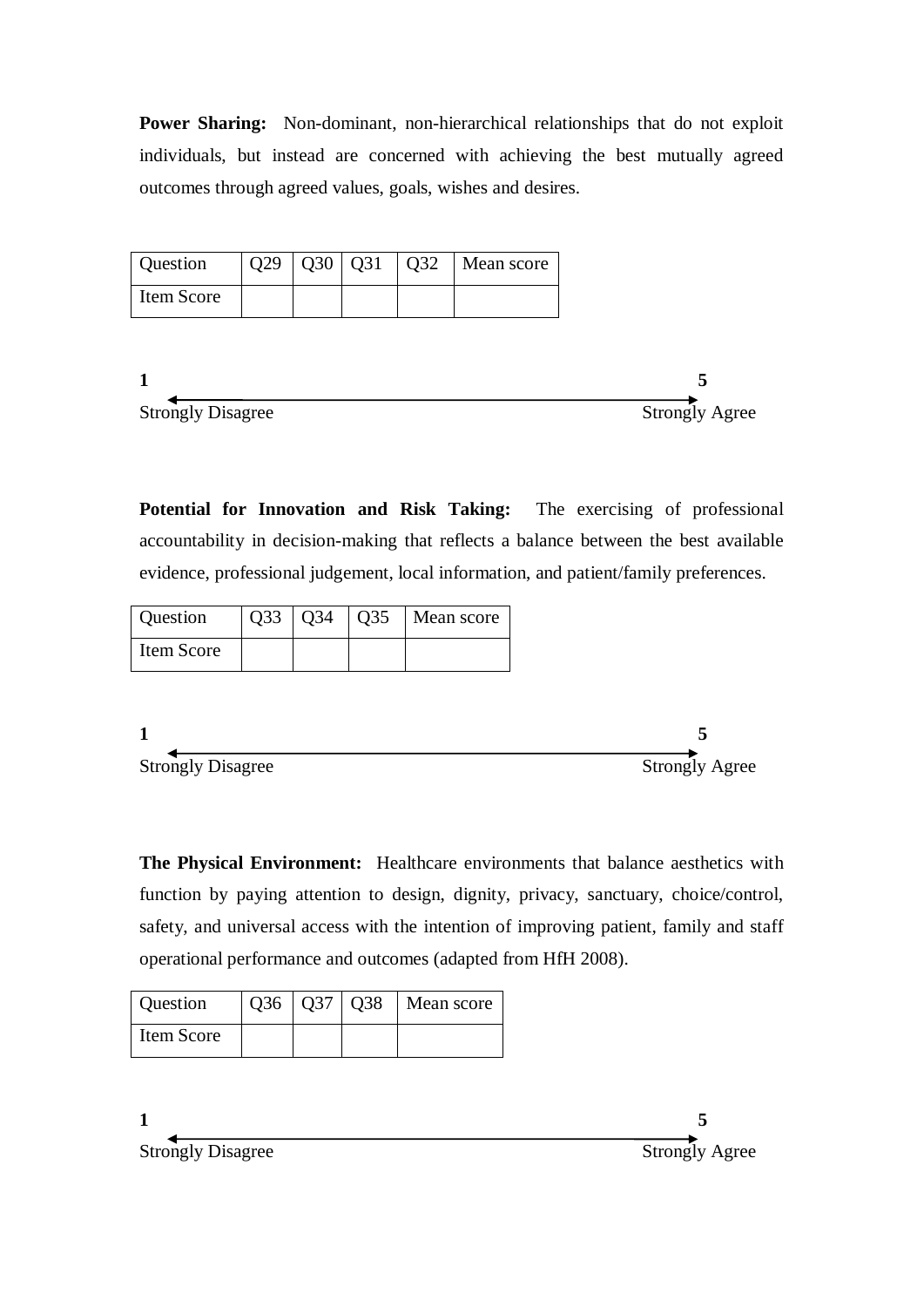**Power Sharing:** Non-dominant, non-hierarchical relationships that do not exploit individuals, but instead are concerned with achieving the best mutually agreed outcomes through agreed values, goals, wishes and desires.

| Question | Q29 | Q30 | Q31 | Q32 | Mean score |
|---|---|---|---|---|---|
| Item Score | | | | | |

**1** ←——————————————→ **5**
Strongly Disagree — Strongly Agree

**Potential for Innovation and Risk Taking:** The exercising of professional accountability in decision-making that reflects a balance between the best available evidence, professional judgement, local information, and patient/family preferences.

| Question | Q33 | Q34 | Q35 | Mean score |
|---|---|---|---|---|
| Item Score | | | | |

**1** ←——————————————→ **5**
Strongly Disagree — Strongly Agree

**The Physical Environment:** Healthcare environments that balance aesthetics with function by paying attention to design, dignity, privacy, sanctuary, choice/control, safety, and universal access with the intention of improving patient, family and staff operational performance and outcomes (adapted from HfH 2008).

| Question | Q36 | Q37 | Q38 | Mean score |
|---|---|---|---|---|
| Item Score | | | | |

**1** ←——————————————→ **5**
Strongly Disagree — Strongly Agree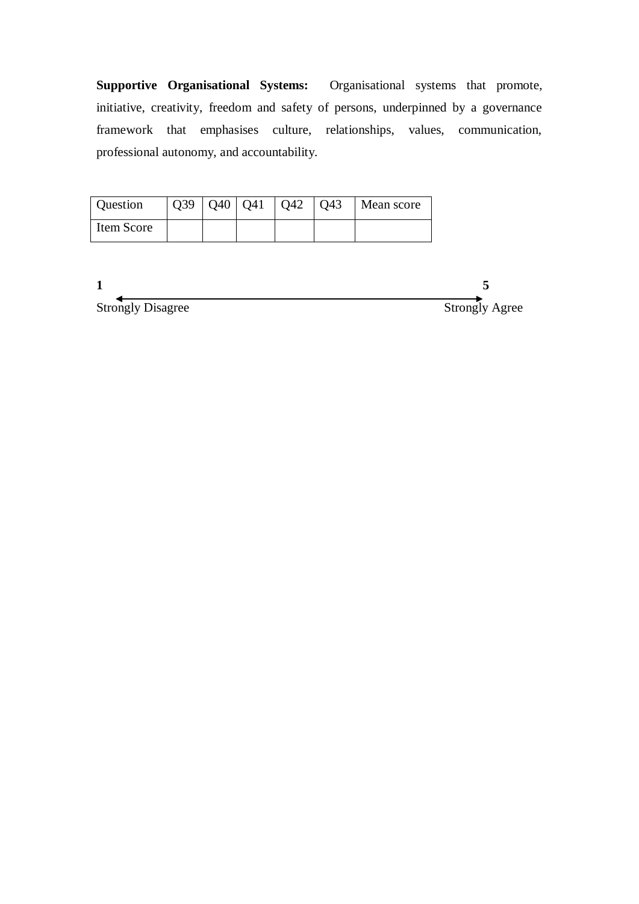**Supportive Organisational Systems:** Organisational systems that promote, initiative, creativity, freedom and safety of persons, underpinned by a governance framework that emphasises culture, relationships, values, communication, professional autonomy, and accountability.

| Question | Q39 | Q40 | Q41 | Q42 | Q43 | Mean score |
|---|---|---|---|---|---|---|
| Item Score | | | | | | |

**1** ⟷ **5**

Strongly Disagree — Strongly Agree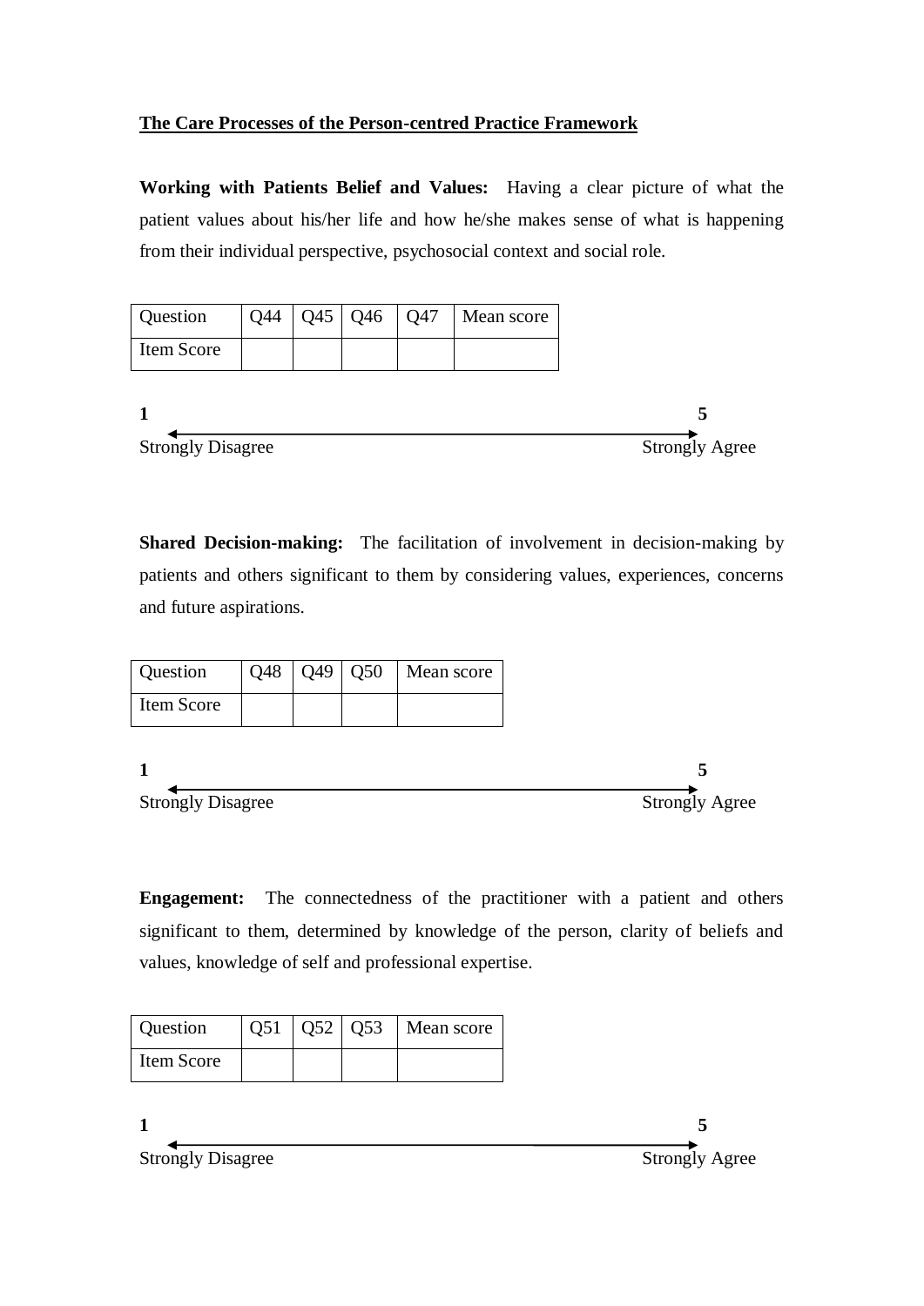## The Care Processes of the Person-centred Practice Framework

**Working with Patients Belief and Values:** Having a clear picture of what the patient values about his/her life and how he/she makes sense of what is happening from their individual perspective, psychosocial context and social role.

| Question | Q44 | Q45 | Q46 | Q47 | Mean score |
| --- | --- | --- | --- | --- | --- |
| Item Score | | | | | |

**1** ←——————————→ **5**

Strongly Disagree — Strongly Agree

**Shared Decision-making:** The facilitation of involvement in decision-making by patients and others significant to them by considering values, experiences, concerns and future aspirations.

| Question | Q48 | Q49 | Q50 | Mean score |
| --- | --- | --- | --- | --- |
| Item Score | | | | |

**1** ←——————————→ **5**

Strongly Disagree — Strongly Agree

**Engagement:** The connectedness of the practitioner with a patient and others significant to them, determined by knowledge of the person, clarity of beliefs and values, knowledge of self and professional expertise.

| Question | Q51 | Q52 | Q53 | Mean score |
| --- | --- | --- | --- | --- |
| Item Score | | | | |

**1** ←——————————→ **5**

Strongly Disagree — Strongly Agree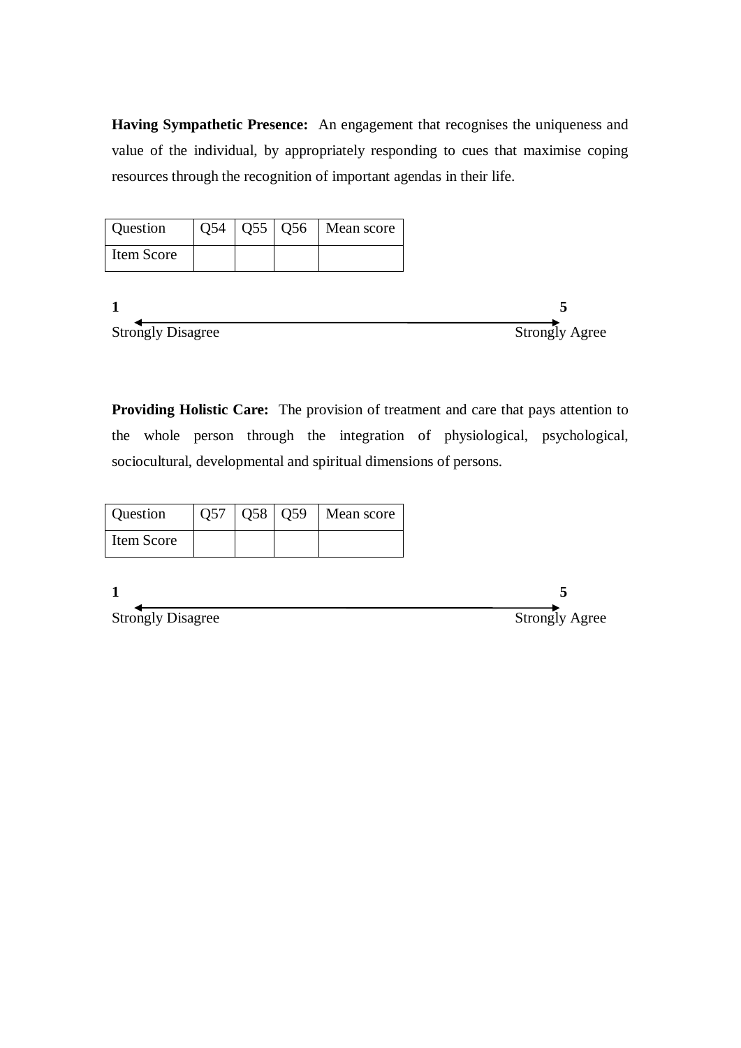**Having Sympathetic Presence:** An engagement that recognises the uniqueness and value of the individual, by appropriately responding to cues that maximise coping resources through the recognition of important agendas in their life.

| Question | Q54 | Q55 | Q56 | Mean score |
|---|---|---|---|---|
| Item Score | | | | |

**1** ⟵⟶ **5**

Strongly Disagree — Strongly Agree

**Providing Holistic Care:** The provision of treatment and care that pays attention to the whole person through the integration of physiological, psychological, sociocultural, developmental and spiritual dimensions of persons.

| Question | Q57 | Q58 | Q59 | Mean score |
|---|---|---|---|---|
| Item Score | | | | |

**1** ⟵⟶ **5**

Strongly Disagree — Strongly Agree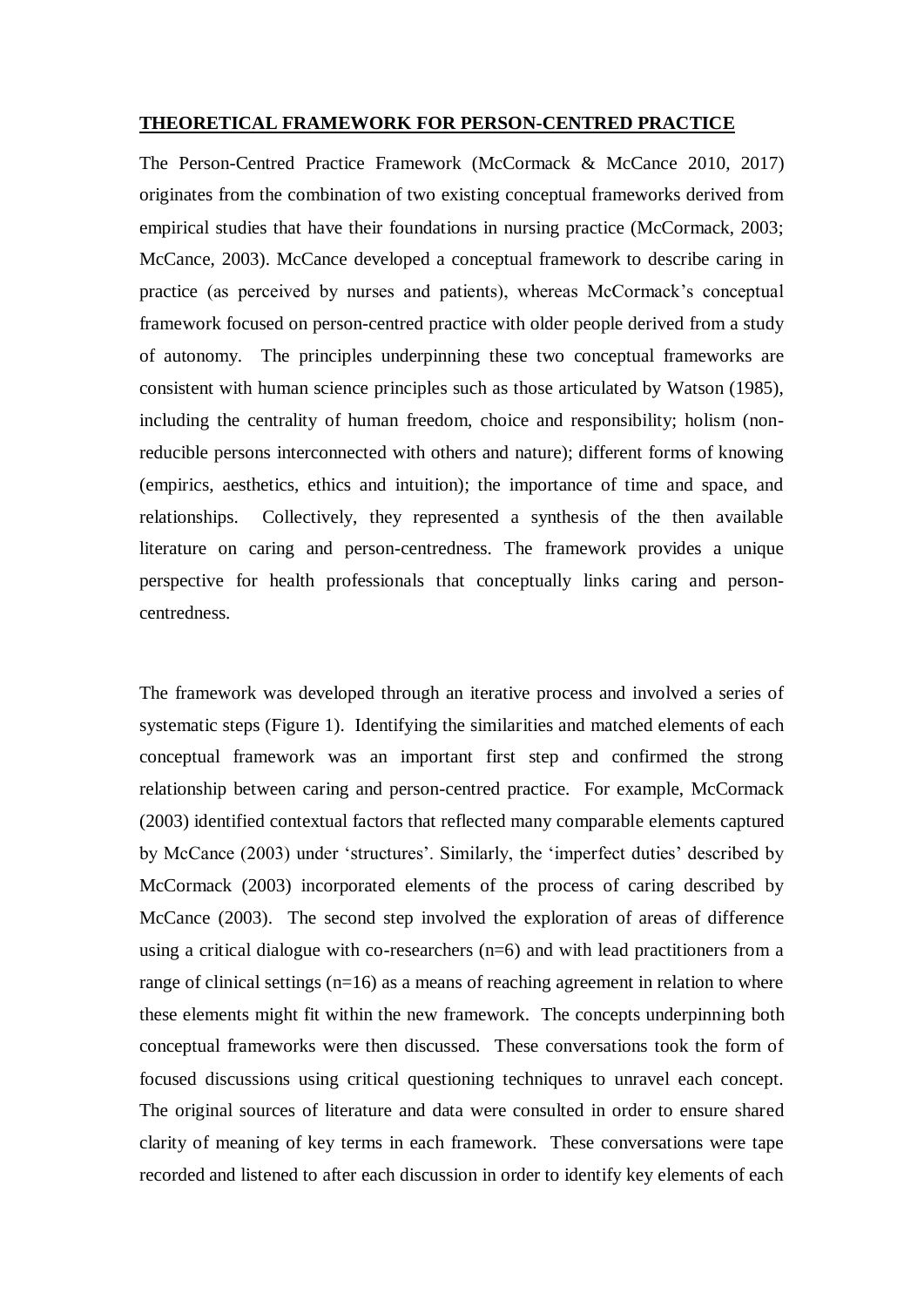## THEORETICAL FRAMEWORK FOR PERSON-CENTRED PRACTICE

The Person-Centred Practice Framework (McCormack & McCance 2010, 2017) originates from the combination of two existing conceptual frameworks derived from empirical studies that have their foundations in nursing practice (McCormack, 2003; McCance, 2003). McCance developed a conceptual framework to describe caring in practice (as perceived by nurses and patients), whereas McCormack's conceptual framework focused on person-centred practice with older people derived from a study of autonomy. The principles underpinning these two conceptual frameworks are consistent with human science principles such as those articulated by Watson (1985), including the centrality of human freedom, choice and responsibility; holism (non-reducible persons interconnected with others and nature); different forms of knowing (empirics, aesthetics, ethics and intuition); the importance of time and space, and relationships. Collectively, they represented a synthesis of the then available literature on caring and person-centredness. The framework provides a unique perspective for health professionals that conceptually links caring and person-centredness.

The framework was developed through an iterative process and involved a series of systematic steps (Figure 1). Identifying the similarities and matched elements of each conceptual framework was an important first step and confirmed the strong relationship between caring and person-centred practice. For example, McCormack (2003) identified contextual factors that reflected many comparable elements captured by McCance (2003) under 'structures'. Similarly, the 'imperfect duties' described by McCormack (2003) incorporated elements of the process of caring described by McCance (2003). The second step involved the exploration of areas of difference using a critical dialogue with co-researchers (n=6) and with lead practitioners from a range of clinical settings (n=16) as a means of reaching agreement in relation to where these elements might fit within the new framework. The concepts underpinning both conceptual frameworks were then discussed. These conversations took the form of focused discussions using critical questioning techniques to unravel each concept. The original sources of literature and data were consulted in order to ensure shared clarity of meaning of key terms in each framework. These conversations were tape recorded and listened to after each discussion in order to identify key elements of each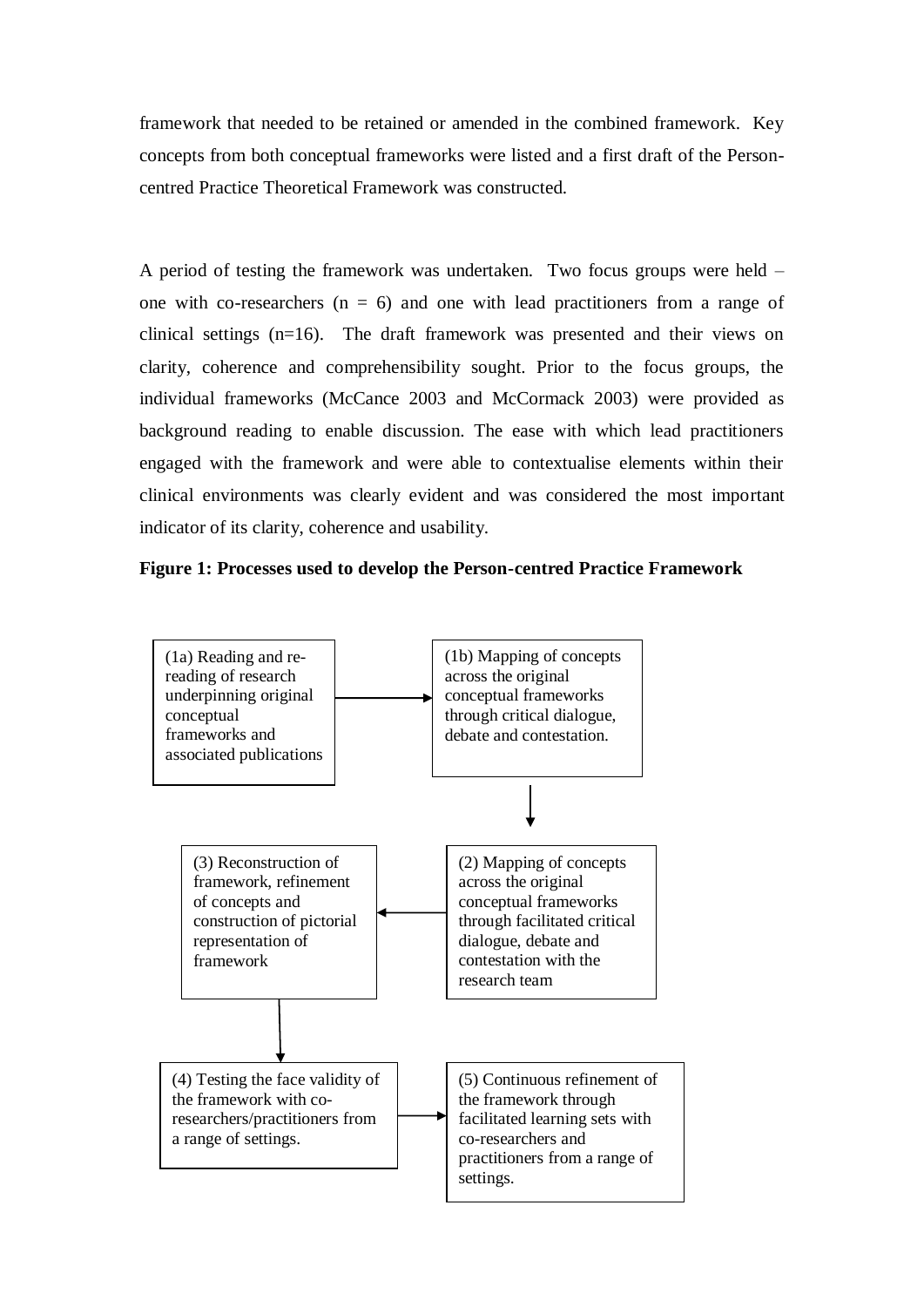framework that needed to be retained or amended in the combined framework. Key concepts from both conceptual frameworks were listed and a first draft of the Person-centred Practice Theoretical Framework was constructed.

A period of testing the framework was undertaken. Two focus groups were held – one with co-researchers (n = 6) and one with lead practitioners from a range of clinical settings (n=16). The draft framework was presented and their views on clarity, coherence and comprehensibility sought. Prior to the focus groups, the individual frameworks (McCance 2003 and McCormack 2003) were provided as background reading to enable discussion. The ease with which lead practitioners engaged with the framework and were able to contextualise elements within their clinical environments was clearly evident and was considered the most important indicator of its clarity, coherence and usability.

**Figure 1: Processes used to develop the Person-centred Practice Framework**

(1a) Reading and re-reading of research underpinning original conceptual frameworks and associated publications

→ (1b) Mapping of concepts across the original conceptual frameworks through critical dialogue, debate and contestation.

→ (2) Mapping of concepts across the original conceptual frameworks through facilitated critical dialogue, debate and contestation with the research team

→ (3) Reconstruction of framework, refinement of concepts and construction of pictorial representation of framework

→ (4) Testing the face validity of the framework with co-researchers/practitioners from a range of settings.

→ (5) Continuous refinement of the framework through facilitated learning sets with co-researchers and practitioners from a range of settings.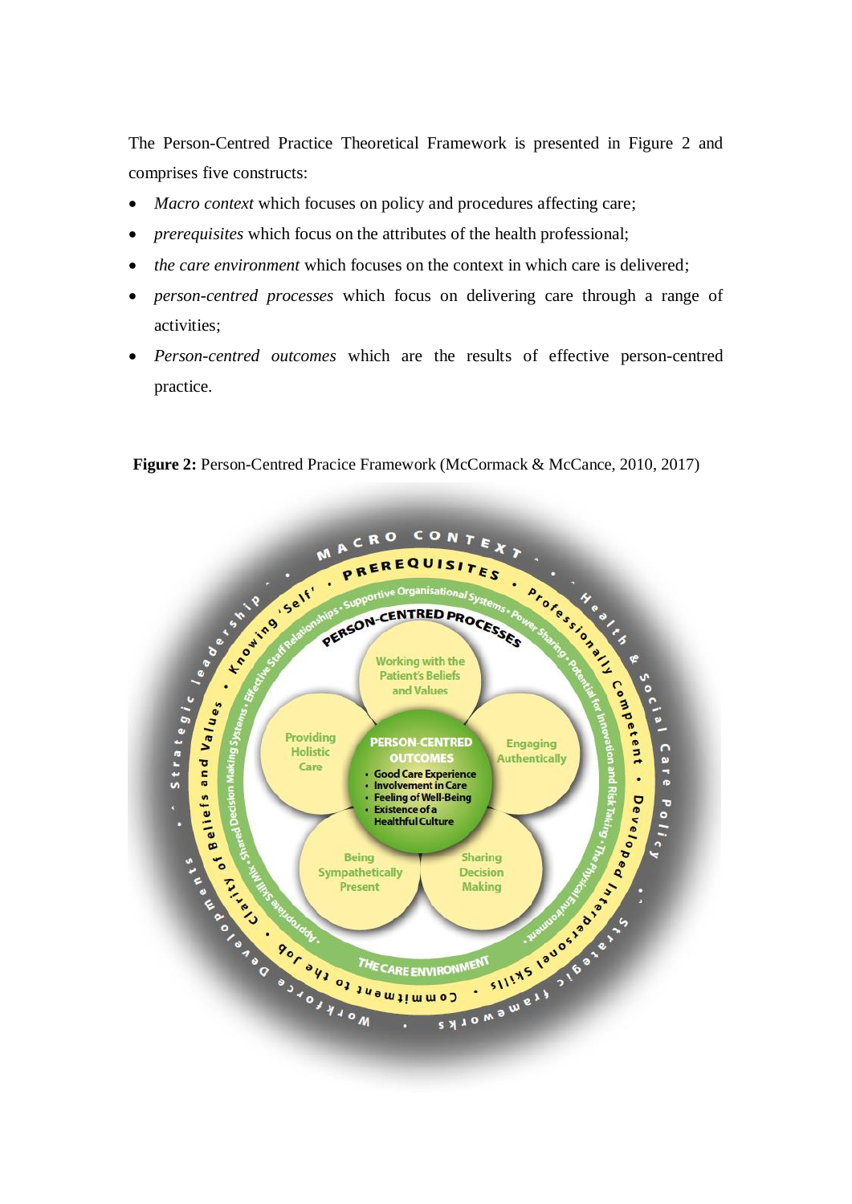The Person-Centred Practice Theoretical Framework is presented in Figure 2 and comprises five constructs:

- *Macro context* which focuses on policy and procedures affecting care;
- *prerequisites* which focus on the attributes of the health professional;
- *the care environment* which focuses on the context in which care is delivered;
- *person-centred processes* which focus on delivering care through a range of activities;
- *Person-centred outcomes* which are the results of effective person-centred practice.

**Figure 2:** Person-Centred Pracice Framework (McCormack & McCance, 2010, 2017)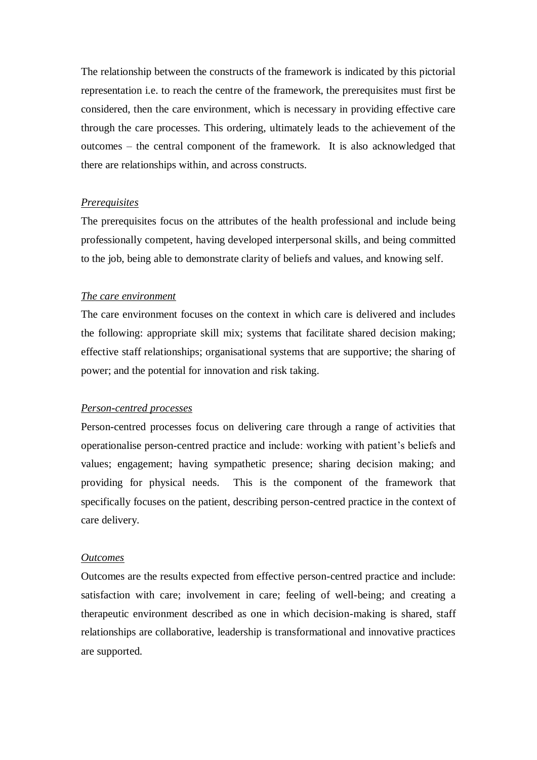The relationship between the constructs of the framework is indicated by this pictorial representation i.e. to reach the centre of the framework, the prerequisites must first be considered, then the care environment, which is necessary in providing effective care through the care processes. This ordering, ultimately leads to the achievement of the outcomes – the central component of the framework. It is also acknowledged that there are relationships within, and across constructs.

*Prerequisites*

The prerequisites focus on the attributes of the health professional and include being professionally competent, having developed interpersonal skills, and being committed to the job, being able to demonstrate clarity of beliefs and values, and knowing self.

*The care environment*

The care environment focuses on the context in which care is delivered and includes the following: appropriate skill mix; systems that facilitate shared decision making; effective staff relationships; organisational systems that are supportive; the sharing of power; and the potential for innovation and risk taking.

*Person-centred processes*

Person-centred processes focus on delivering care through a range of activities that operationalise person-centred practice and include: working with patient's beliefs and values; engagement; having sympathetic presence; sharing decision making; and providing for physical needs. This is the component of the framework that specifically focuses on the patient, describing person-centred practice in the context of care delivery.

*Outcomes*

Outcomes are the results expected from effective person-centred practice and include: satisfaction with care; involvement in care; feeling of well-being; and creating a therapeutic environment described as one in which decision-making is shared, staff relationships are collaborative, leadership is transformational and innovative practices are supported.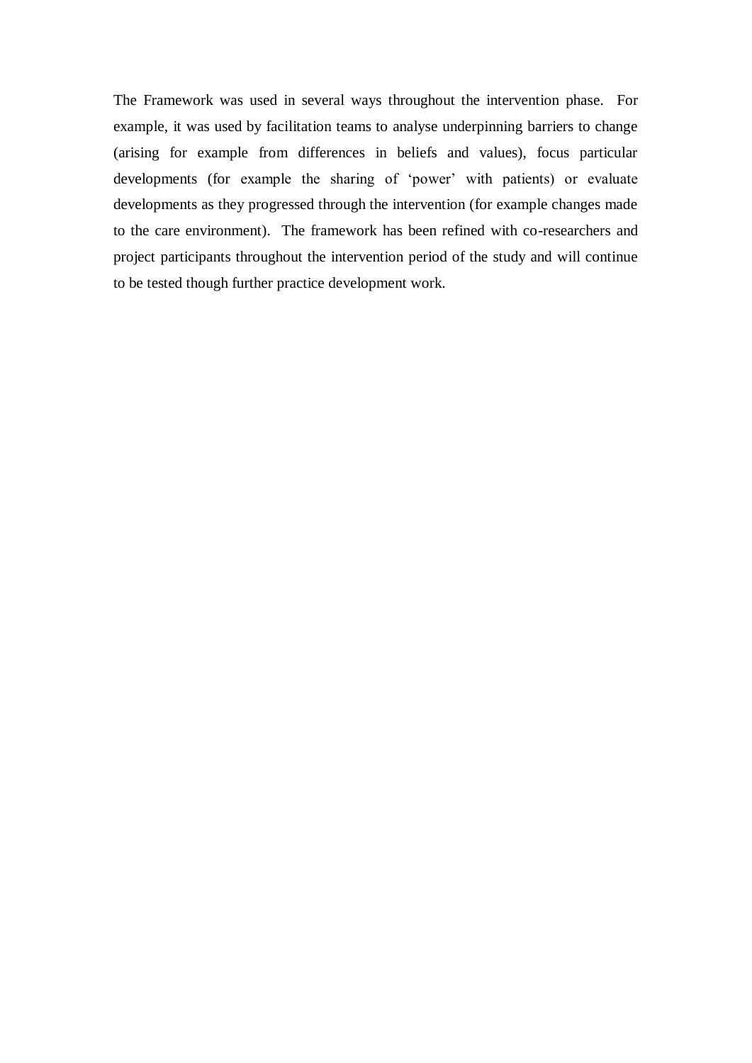The Framework was used in several ways throughout the intervention phase. For example, it was used by facilitation teams to analyse underpinning barriers to change (arising for example from differences in beliefs and values), focus particular developments (for example the sharing of 'power' with patients) or evaluate developments as they progressed through the intervention (for example changes made to the care environment). The framework has been refined with co-researchers and project participants throughout the intervention period of the study and will continue to be tested though further practice development work.